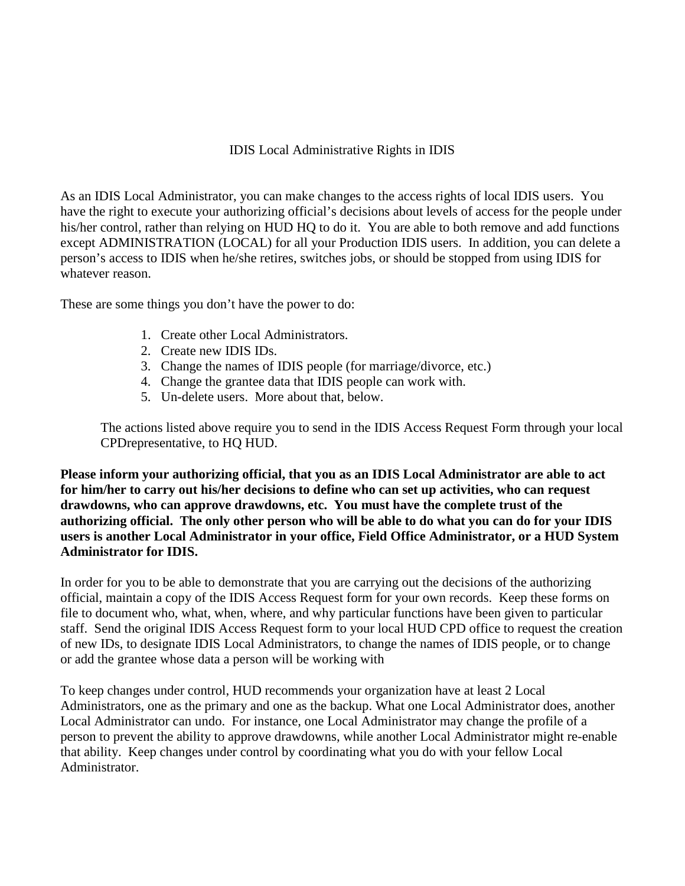# IDIS Local Administrative Rights in IDIS

As an IDIS Local Administrator, you can make changes to the access rights of local IDIS users. You have the right to execute your authorizing official's decisions about levels of access for the people under his/her control, rather than relying on HUD HQ to do it. You are able to both remove and add functions except ADMINISTRATION (LOCAL) for all your Production IDIS users. In addition, you can delete a person's access to IDIS when he/she retires, switches jobs, or should be stopped from using IDIS for whatever reason.

These are some things you don't have the power to do:

1. Create other Local Administrators.
2. Create new IDIS IDs.
3. Change the names of IDIS people (for marriage/divorce, etc.)
4. Change the grantee data that IDIS people can work with.
5. Un-delete users. More about that, below.

The actions listed above require you to send in the IDIS Access Request Form through your local CPDrepresentative, to HQ HUD.

**Please inform your authorizing official, that you as an IDIS Local Administrator are able to act for him/her to carry out his/her decisions to define who can set up activities, who can request drawdowns, who can approve drawdowns, etc. You must have the complete trust of the authorizing official. The only other person who will be able to do what you can do for your IDIS users is another Local Administrator in your office, Field Office Administrator, or a HUD System Administrator for IDIS.**

In order for you to be able to demonstrate that you are carrying out the decisions of the authorizing official, maintain a copy of the IDIS Access Request form for your own records. Keep these forms on file to document who, what, when, where, and why particular functions have been given to particular staff. Send the original IDIS Access Request form to your local HUD CPD office to request the creation of new IDs, to designate IDIS Local Administrators, to change the names of IDIS people, or to change or add the grantee whose data a person will be working with

To keep changes under control, HUD recommends your organization have at least 2 Local Administrators, one as the primary and one as the backup. What one Local Administrator does, another Local Administrator can undo. For instance, one Local Administrator may change the profile of a person to prevent the ability to approve drawdowns, while another Local Administrator might re-enable that ability. Keep changes under control by coordinating what you do with your fellow Local Administrator.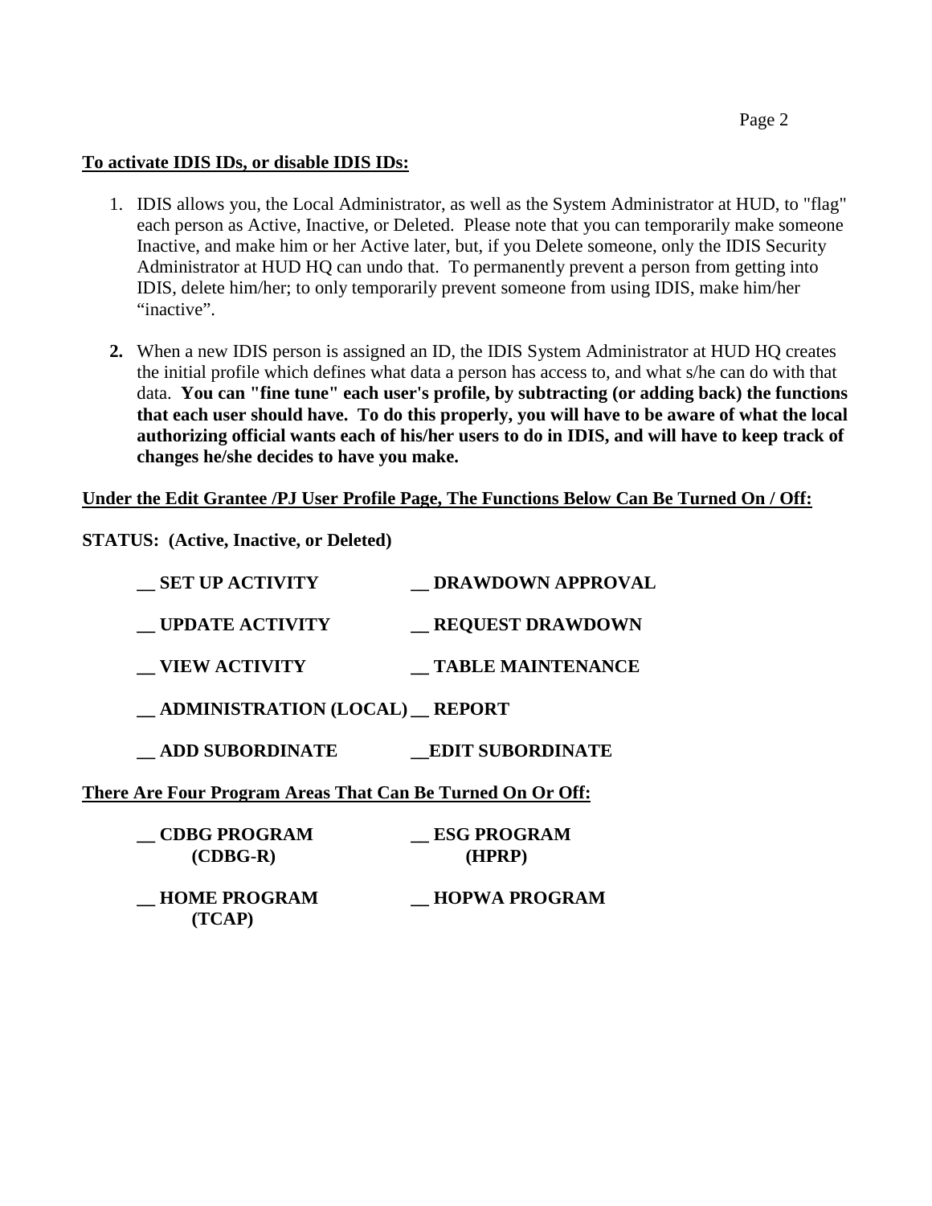**<u>To activate IDIS IDs, or disable IDIS IDs:</u>**

1. IDIS allows you, the Local Administrator, as well as the System Administrator at HUD, to "flag" each person as Active, Inactive, or Deleted. Please note that you can temporarily make someone Inactive, and make him or her Active later, but, if you Delete someone, only the IDIS Security Administrator at HUD HQ can undo that. To permanently prevent a person from getting into IDIS, delete him/her; to only temporarily prevent someone from using IDIS, make him/her "inactive".

2. When a new IDIS person is assigned an ID, the IDIS System Administrator at HUD HQ creates the initial profile which defines what data a person has access to, and what s/he can do with that data. **You can "fine tune" each user's profile, by subtracting (or adding back) the functions that each user should have. To do this properly, you will have to be aware of what the local authorizing official wants each of his/her users to do in IDIS, and will have to keep track of changes he/she decides to have you make.**

**<u>Under the Edit Grantee /PJ User Profile Page, The Functions Below Can Be Turned On / Off:</u>**

**STATUS: (Active, Inactive, or Deleted)**

| | |
|---|---|
| **__ SET UP ACTIVITY** | **__ DRAWDOWN APPROVAL** |
| **__ UPDATE ACTIVITY** | **__ REQUEST DRAWDOWN** |
| **__ VIEW ACTIVITY** | **__ TABLE MAINTENANCE** |
| **__ ADMINISTRATION (LOCAL)** | **__ REPORT** |
| **__ ADD SUBORDINATE** | **__EDIT SUBORDINATE** |

**<u>There Are Four Program Areas That Can Be Turned On Or Off:</u>**

| | |
|---|---|
| **__ CDBG PROGRAM (CDBG-R)** | **__ ESG PROGRAM (HPRP)** |
| **__ HOME PROGRAM (TCAP)** | **__ HOPWA PROGRAM** |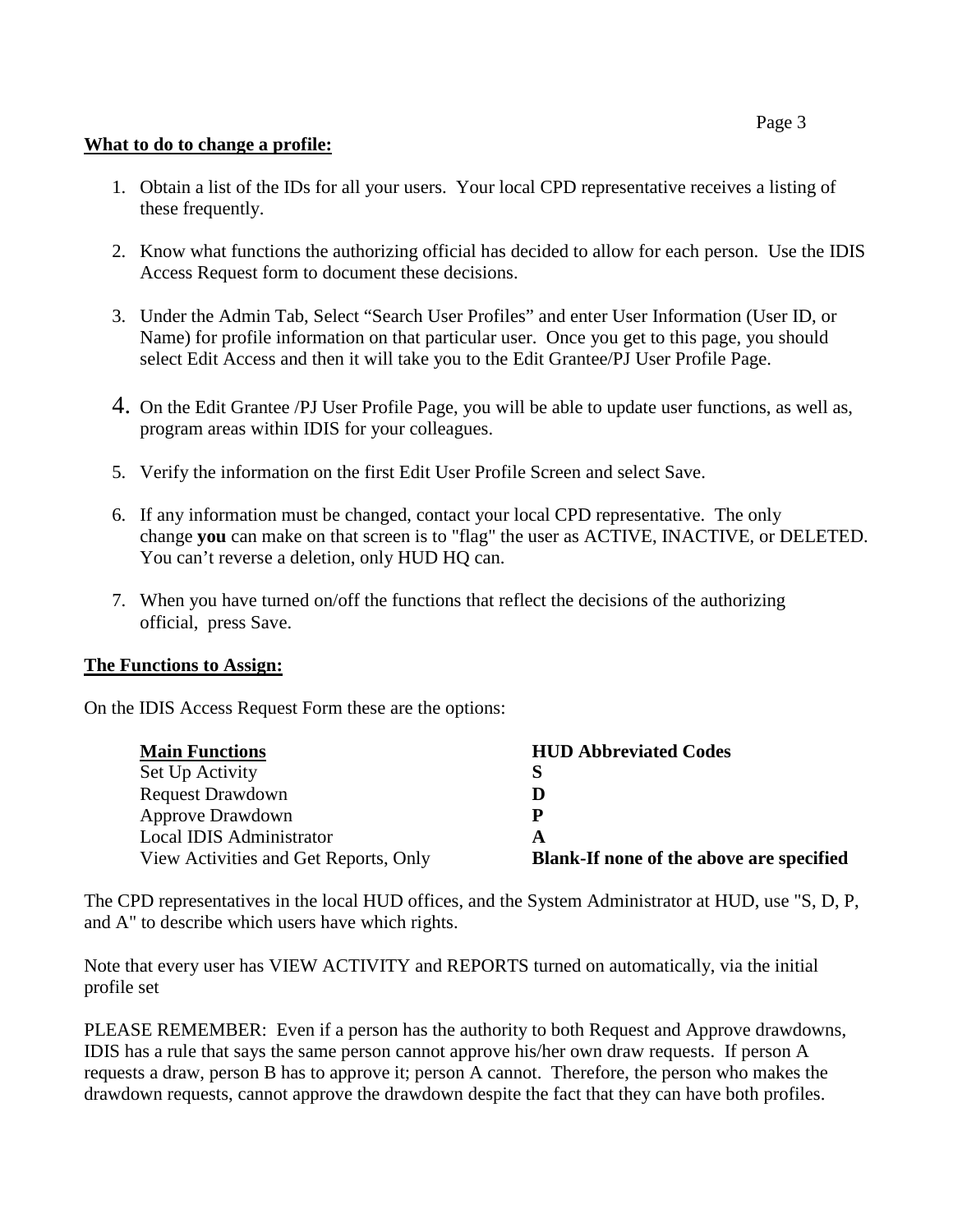**What to do to change a profile:**

1. Obtain a list of the IDs for all your users. Your local CPD representative receives a listing of these frequently.

2. Know what functions the authorizing official has decided to allow for each person. Use the IDIS Access Request form to document these decisions.

3. Under the Admin Tab, Select "Search User Profiles" and enter User Information (User ID, or Name) for profile information on that particular user. Once you get to this page, you should select Edit Access and then it will take you to the Edit Grantee/PJ User Profile Page.

4. On the Edit Grantee /PJ User Profile Page, you will be able to update user functions, as well as, program areas within IDIS for your colleagues.

5. Verify the information on the first Edit User Profile Screen and select Save.

6. If any information must be changed, contact your local CPD representative. The only change **you** can make on that screen is to "flag" the user as ACTIVE, INACTIVE, or DELETED. You can't reverse a deletion, only HUD HQ can.

7. When you have turned on/off the functions that reflect the decisions of the authorizing official, press Save.

**The Functions to Assign:**

On the IDIS Access Request Form these are the options:

| Main Functions | HUD Abbreviated Codes |
| --- | --- |
| Set Up Activity | **S** |
| Request Drawdown | **D** |
| Approve Drawdown | **P** |
| Local IDIS Administrator | **A** |
| View Activities and Get Reports, Only | **Blank-If none of the above are specified** |

The CPD representatives in the local HUD offices, and the System Administrator at HUD, use "S, D, P, and A" to describe which users have which rights.

Note that every user has VIEW ACTIVITY and REPORTS turned on automatically, via the initial profile set

PLEASE REMEMBER: Even if a person has the authority to both Request and Approve drawdowns, IDIS has a rule that says the same person cannot approve his/her own draw requests. If person A requests a draw, person B has to approve it; person A cannot. Therefore, the person who makes the drawdown requests, cannot approve the drawdown despite the fact that they can have both profiles.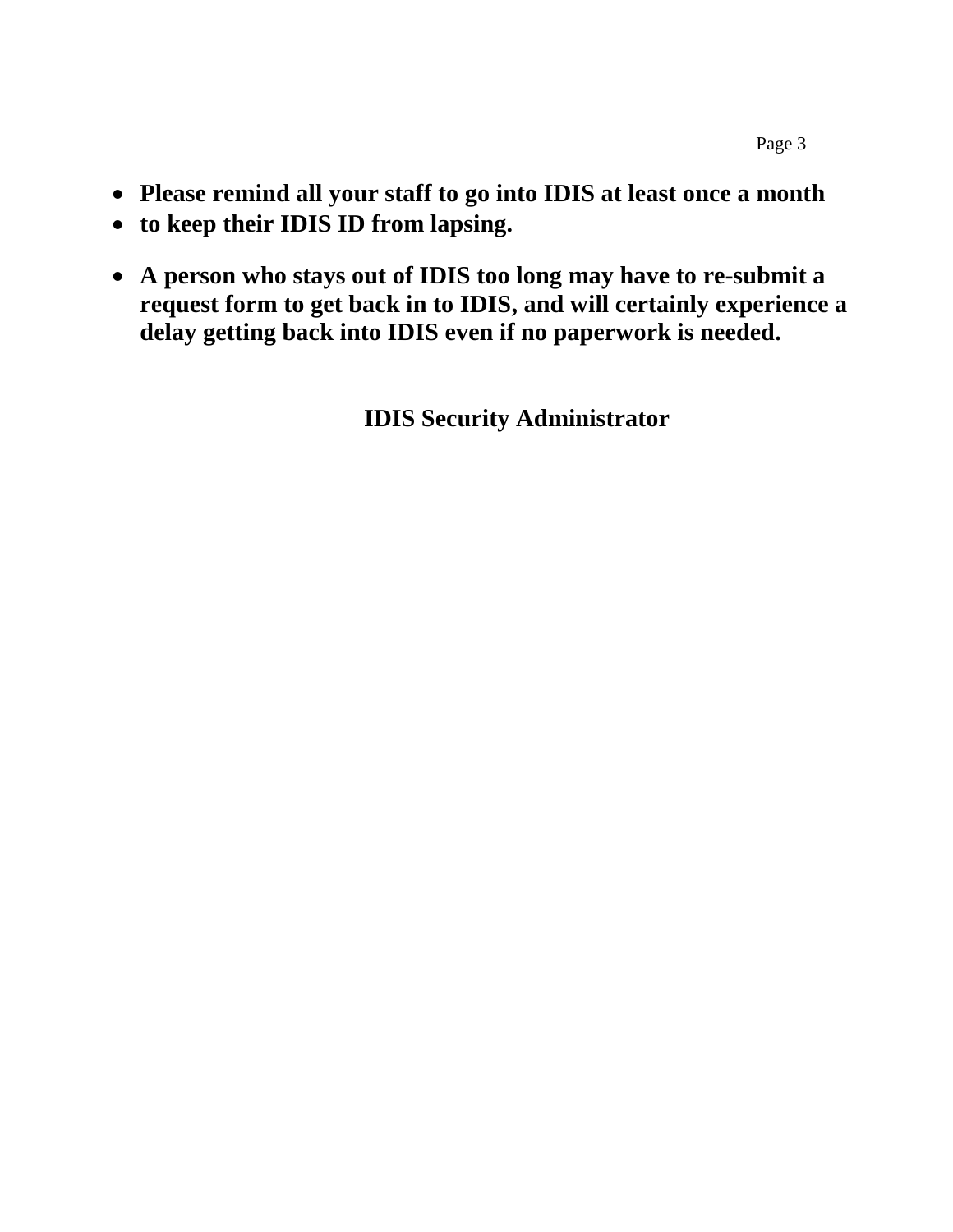- **Please remind all your staff to go into IDIS at least once a month**
- **to keep their IDIS ID from lapsing.**

- **A person who stays out of IDIS too long may have to re-submit a request form to get back in to IDIS, and will certainly experience a delay getting back into IDIS even if no paperwork is needed.**

**IDIS Security Administrator**